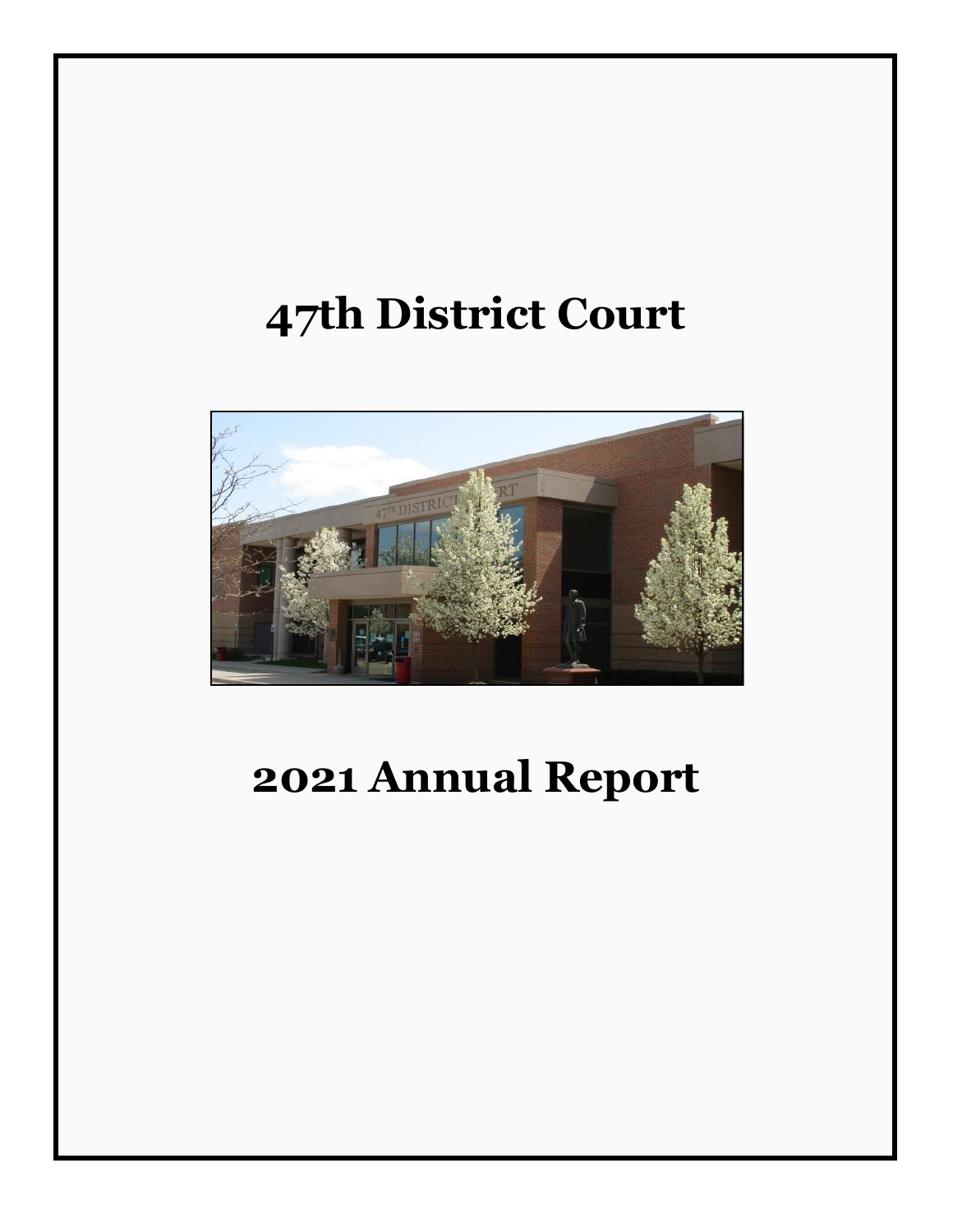# 47th District Court

# 2021 Annual Report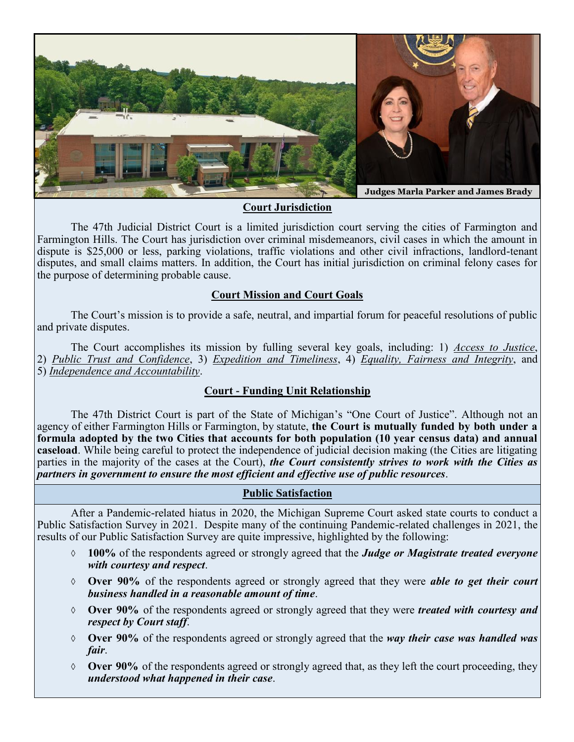Judges Marla Parker and James Brady

## Court Jurisdiction

The 47th Judicial District Court is a limited jurisdiction court serving the cities of Farmington and Farmington Hills. The Court has jurisdiction over criminal misdemeanors, civil cases in which the amount in dispute is $25,000 or less, parking violations, traffic violations and other civil infractions, landlord-tenant disputes, and small claims matters. In addition, the Court has initial jurisdiction on criminal felony cases for the purpose of determining probable cause.

## Court Mission and Court Goals

The Court's mission is to provide a safe, neutral, and impartial forum for peaceful resolutions of public and private disputes.

The Court accomplishes its mission by fulling several key goals, including: 1) *Access to Justice*, 2) *Public Trust and Confidence*, 3) *Expedition and Timeliness*, 4) *Equality, Fairness and Integrity*, and 5) *Independence and Accountability*.

## Court - Funding Unit Relationship

The 47th District Court is part of the State of Michigan's "One Court of Justice". Although not an agency of either Farmington Hills or Farmington, by statute, **the Court is mutually funded by both under a formula adopted by the two Cities that accounts for both population (10 year census data) and annual caseload**. While being careful to protect the independence of judicial decision making (the Cities are litigating parties in the majority of the cases at the Court), ***the Court consistently strives to work with the Cities as partners in government to ensure the most efficient and effective use of public resources***.

## Public Satisfaction

After a Pandemic-related hiatus in 2020, the Michigan Supreme Court asked state courts to conduct a Public Satisfaction Survey in 2021. Despite many of the continuing Pandemic-related challenges in 2021, the results of our Public Satisfaction Survey are quite impressive, highlighted by the following:

- **100%** of the respondents agreed or strongly agreed that the ***Judge or Magistrate treated everyone with courtesy and respect***.
- **Over 90%** of the respondents agreed or strongly agreed that they were ***able to get their court business handled in a reasonable amount of time***.
- **Over 90%** of the respondents agreed or strongly agreed that they were ***treated with courtesy and respect by Court staff***.
- **Over 90%** of the respondents agreed or strongly agreed that the ***way their case was handled was fair***.
- **Over 90%** of the respondents agreed or strongly agreed that, as they left the court proceeding, they ***understood what happened in their case***.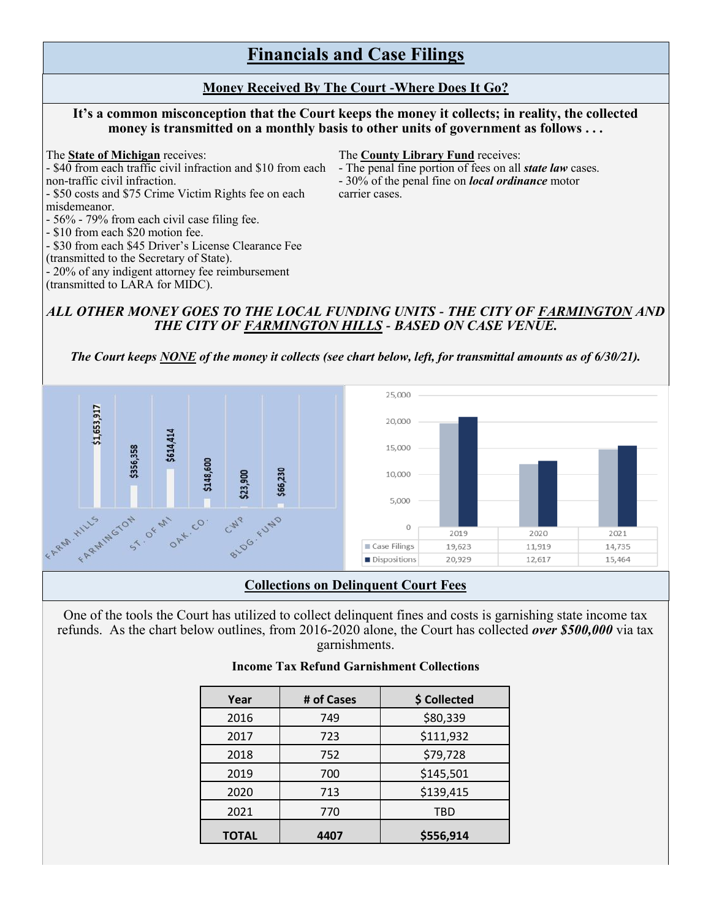# Financials and Case Filings

## Money Received By The Court -Where Does It Go?

**It's a common misconception that the Court keeps the money it collects; in reality, the collected money is transmitted on a monthly basis to other units of government as follows . . .**

The **State of Michigan** receives:

- $40 from each traffic civil infraction and $10 from each non-traffic civil infraction.
- $50 costs and $75 Crime Victim Rights fee on each misdemeanor.
- 56% - 79% from each civil case filing fee.
- $10 from each $20 motion fee.
- $30 from each $45 Driver's License Clearance Fee (transmitted to the Secretary of State).
- 20% of any indigent attorney fee reimbursement (transmitted to LARA for MIDC).

The **County Library Fund** receives:

- The penal fine portion of fees on all ***state law*** cases.
- 30% of the penal fine on ***local ordinance*** motor carrier cases.

***ALL OTHER MONEY GOES TO THE LOCAL FUNDING UNITS - THE CITY OF FARMINGTON AND THE CITY OF FARMINGTON HILLS - BASED ON CASE VENUE.***

***The Court keeps NONE of the money it collects (see chart below, left, for transmittal amounts as of 6/30/21).***

| Recipient | Amount |
|---|---|
| FARM. HILLS | $1,653,917 |
| FARMINGTON | $356,358 |
| ST. OF MI | $614,414 |
| OAK. CO. | $148,600 |
| CWP | $23,900 |
| BLDG. FUND | $66,230 |

| | 2019 | 2020 | 2021 |
|---|---|---|---|
| Case Filings | 19,623 | 11,919 | 14,735 |
| Dispositions | 20,929 | 12,617 | 15,464 |

## Collections on Delinquent Court Fees

One of the tools the Court has utilized to collect delinquent fines and costs is garnishing state income tax refunds. As the chart below outlines, from 2016-2020 alone, the Court has collected ***over $500,000*** via tax garnishments.

**Income Tax Refund Garnishment Collections**

| Year | # of Cases | $ Collected |
|---|---|---|
| 2016 | 749 | $80,339 |
| 2017 | 723 | $111,932 |
| 2018 | 752 | $79,728 |
| 2019 | 700 | $145,501 |
| 2020 | 713 | $139,415 |
| 2021 | 770 | TBD |
| **TOTAL** | **4407** | **$556,914** |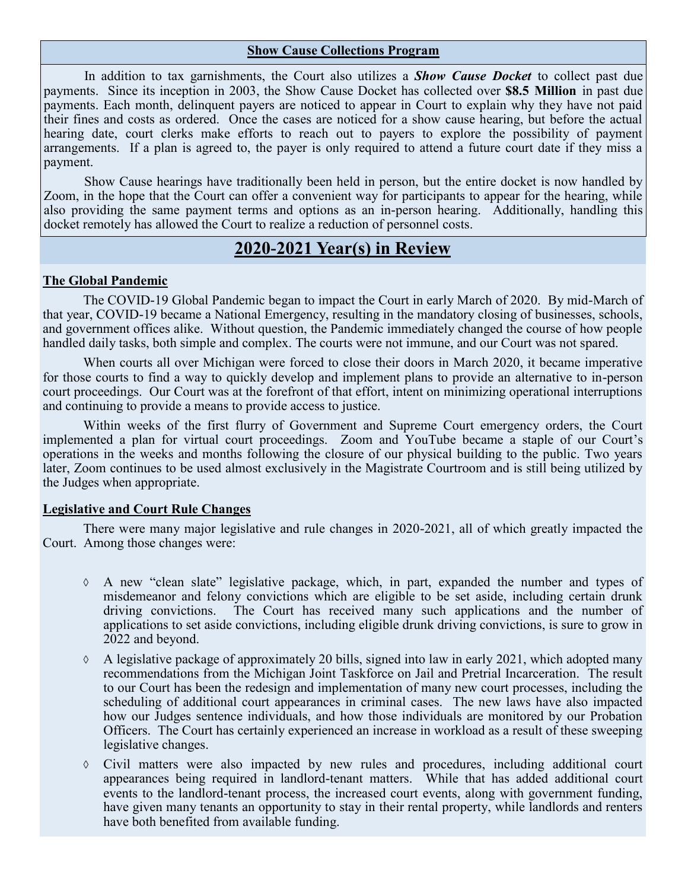### Show Cause Collections Program

In addition to tax garnishments, the Court also utilizes a ***Show Cause Docket*** to collect past due payments. Since its inception in 2003, the Show Cause Docket has collected over **$8.5 Million** in past due payments. Each month, delinquent payers are noticed to appear in Court to explain why they have not paid their fines and costs as ordered. Once the cases are noticed for a show cause hearing, but before the actual hearing date, court clerks make efforts to reach out to payers to explore the possibility of payment arrangements. If a plan is agreed to, the payer is only required to attend a future court date if they miss a payment.

Show Cause hearings have traditionally been held in person, but the entire docket is now handled by Zoom, in the hope that the Court can offer a convenient way for participants to appear for the hearing, while also providing the same payment terms and options as an in-person hearing. Additionally, handling this docket remotely has allowed the Court to realize a reduction of personnel costs.

## 2020-2021 Year(s) in Review

### The Global Pandemic

The COVID-19 Global Pandemic began to impact the Court in early March of 2020. By mid-March of that year, COVID-19 became a National Emergency, resulting in the mandatory closing of businesses, schools, and government offices alike. Without question, the Pandemic immediately changed the course of how people handled daily tasks, both simple and complex. The courts were not immune, and our Court was not spared.

When courts all over Michigan were forced to close their doors in March 2020, it became imperative for those courts to find a way to quickly develop and implement plans to provide an alternative to in-person court proceedings. Our Court was at the forefront of that effort, intent on minimizing operational interruptions and continuing to provide a means to provide access to justice.

Within weeks of the first flurry of Government and Supreme Court emergency orders, the Court implemented a plan for virtual court proceedings. Zoom and YouTube became a staple of our Court's operations in the weeks and months following the closure of our physical building to the public. Two years later, Zoom continues to be used almost exclusively in the Magistrate Courtroom and is still being utilized by the Judges when appropriate.

### Legislative and Court Rule Changes

There were many major legislative and rule changes in 2020-2021, all of which greatly impacted the Court. Among those changes were:

- A new "clean slate" legislative package, which, in part, expanded the number and types of misdemeanor and felony convictions which are eligible to be set aside, including certain drunk driving convictions. The Court has received many such applications and the number of applications to set aside convictions, including eligible drunk driving convictions, is sure to grow in 2022 and beyond.
- A legislative package of approximately 20 bills, signed into law in early 2021, which adopted many recommendations from the Michigan Joint Taskforce on Jail and Pretrial Incarceration. The result to our Court has been the redesign and implementation of many new court processes, including the scheduling of additional court appearances in criminal cases. The new laws have also impacted how our Judges sentence individuals, and how those individuals are monitored by our Probation Officers. The Court has certainly experienced an increase in workload as a result of these sweeping legislative changes.
- Civil matters were also impacted by new rules and procedures, including additional court appearances being required in landlord-tenant matters. While that has added additional court events to the landlord-tenant process, the increased court events, along with government funding, have given many tenants an opportunity to stay in their rental property, while landlords and renters have both benefited from available funding.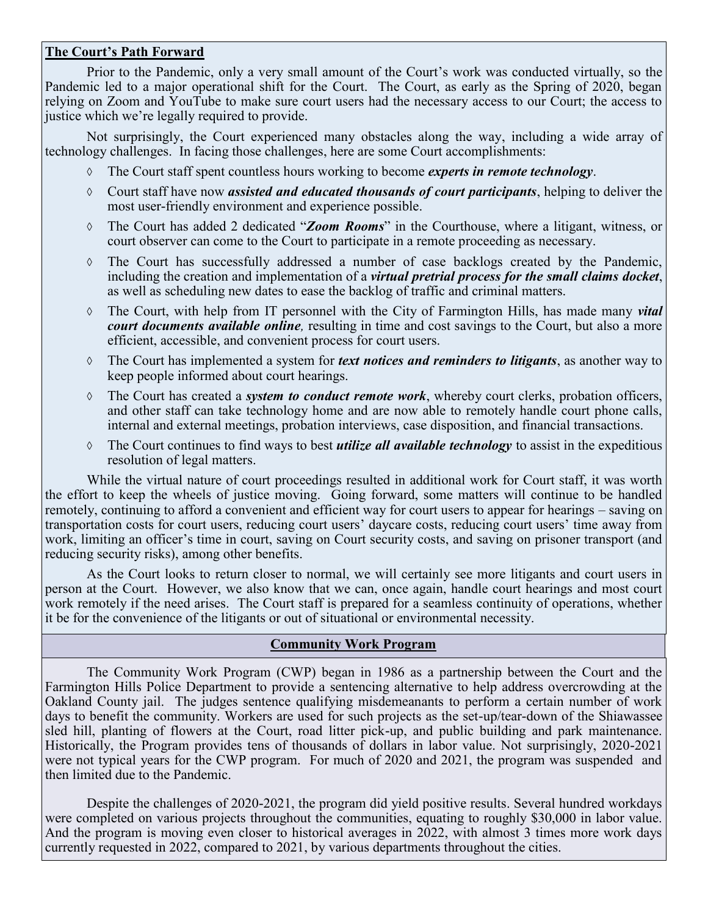## The Court's Path Forward

Prior to the Pandemic, only a very small amount of the Court's work was conducted virtually, so the Pandemic led to a major operational shift for the Court. The Court, as early as the Spring of 2020, began relying on Zoom and YouTube to make sure court users had the necessary access to our Court; the access to justice which we're legally required to provide.

Not surprisingly, the Court experienced many obstacles along the way, including a wide array of technology challenges. In facing those challenges, here are some Court accomplishments:

- The Court staff spent countless hours working to become ***experts in remote technology***.
- Court staff have now ***assisted and educated thousands of court participants***, helping to deliver the most user-friendly environment and experience possible.
- The Court has added 2 dedicated "***Zoom Rooms***" in the Courthouse, where a litigant, witness, or court observer can come to the Court to participate in a remote proceeding as necessary.
- The Court has successfully addressed a number of case backlogs created by the Pandemic, including the creation and implementation of a ***virtual pretrial process for the small claims docket***, as well as scheduling new dates to ease the backlog of traffic and criminal matters.
- The Court, with help from IT personnel with the City of Farmington Hills, has made many ***vital court documents available online,*** resulting in time and cost savings to the Court, but also a more efficient, accessible, and convenient process for court users.
- The Court has implemented a system for ***text notices and reminders to litigants***, as another way to keep people informed about court hearings.
- The Court has created a ***system to conduct remote work***, whereby court clerks, probation officers, and other staff can take technology home and are now able to remotely handle court phone calls, internal and external meetings, probation interviews, case disposition, and financial transactions.
- The Court continues to find ways to best ***utilize all available technology*** to assist in the expeditious resolution of legal matters.

While the virtual nature of court proceedings resulted in additional work for Court staff, it was worth the effort to keep the wheels of justice moving. Going forward, some matters will continue to be handled remotely, continuing to afford a convenient and efficient way for court users to appear for hearings – saving on transportation costs for court users, reducing court users' daycare costs, reducing court users' time away from work, limiting an officer's time in court, saving on Court security costs, and saving on prisoner transport (and reducing security risks), among other benefits.

As the Court looks to return closer to normal, we will certainly see more litigants and court users in person at the Court. However, we also know that we can, once again, handle court hearings and most court work remotely if the need arises. The Court staff is prepared for a seamless continuity of operations, whether it be for the convenience of the litigants or out of situational or environmental necessity.

## Community Work Program

The Community Work Program (CWP) began in 1986 as a partnership between the Court and the Farmington Hills Police Department to provide a sentencing alternative to help address overcrowding at the Oakland County jail. The judges sentence qualifying misdemeanants to perform a certain number of work days to benefit the community. Workers are used for such projects as the set-up/tear-down of the Shiawassee sled hill, planting of flowers at the Court, road litter pick-up, and public building and park maintenance. Historically, the Program provides tens of thousands of dollars in labor value. Not surprisingly, 2020-2021 were not typical years for the CWP program. For much of 2020 and 2021, the program was suspended and then limited due to the Pandemic.

Despite the challenges of 2020-2021, the program did yield positive results. Several hundred workdays were completed on various projects throughout the communities, equating to roughly $30,000 in labor value. And the program is moving even closer to historical averages in 2022, with almost 3 times more work days currently requested in 2022, compared to 2021, by various departments throughout the cities.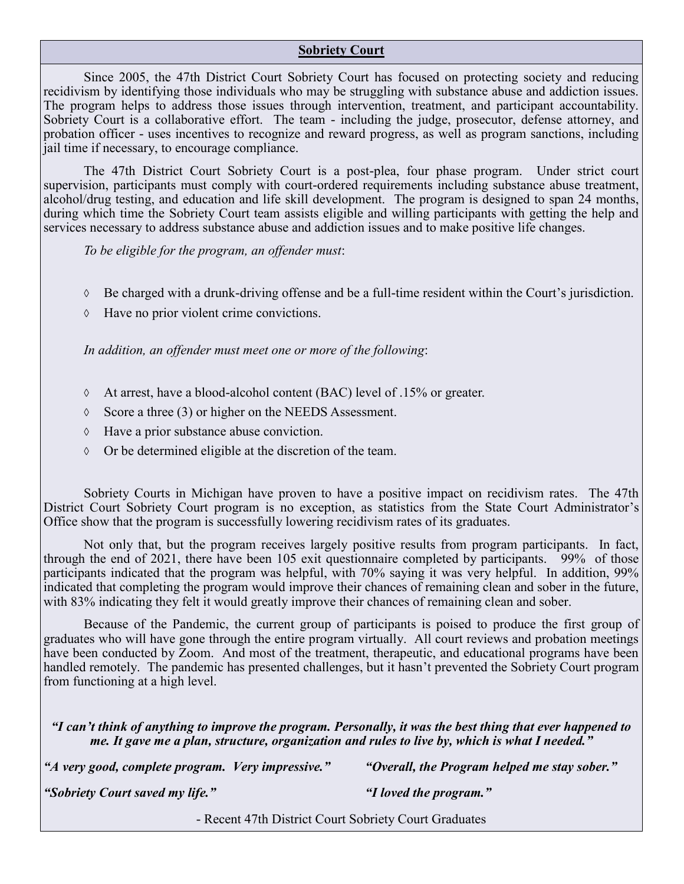## Sobriety Court

Since 2005, the 47th District Court Sobriety Court has focused on protecting society and reducing recidivism by identifying those individuals who may be struggling with substance abuse and addiction issues. The program helps to address those issues through intervention, treatment, and participant accountability. Sobriety Court is a collaborative effort. The team - including the judge, prosecutor, defense attorney, and probation officer - uses incentives to recognize and reward progress, as well as program sanctions, including jail time if necessary, to encourage compliance.

The 47th District Court Sobriety Court is a post-plea, four phase program. Under strict court supervision, participants must comply with court-ordered requirements including substance abuse treatment, alcohol/drug testing, and education and life skill development. The program is designed to span 24 months, during which time the Sobriety Court team assists eligible and willing participants with getting the help and services necessary to address substance abuse and addiction issues and to make positive life changes.

*To be eligible for the program, an offender must*:

- Be charged with a drunk-driving offense and be a full-time resident within the Court's jurisdiction.
- Have no prior violent crime convictions.

*In addition, an offender must meet one or more of the following*:

- At arrest, have a blood-alcohol content (BAC) level of .15% or greater.
- Score a three (3) or higher on the NEEDS Assessment.
- Have a prior substance abuse conviction.
- Or be determined eligible at the discretion of the team.

Sobriety Courts in Michigan have proven to have a positive impact on recidivism rates. The 47th District Court Sobriety Court program is no exception, as statistics from the State Court Administrator's Office show that the program is successfully lowering recidivism rates of its graduates.

Not only that, but the program receives largely positive results from program participants. In fact, through the end of 2021, there have been 105 exit questionnaire completed by participants. 99% of those participants indicated that the program was helpful, with 70% saying it was very helpful. In addition, 99% indicated that completing the program would improve their chances of remaining clean and sober in the future, with 83% indicating they felt it would greatly improve their chances of remaining clean and sober.

Because of the Pandemic, the current group of participants is poised to produce the first group of graduates who will have gone through the entire program virtually. All court reviews and probation meetings have been conducted by Zoom. And most of the treatment, therapeutic, and educational programs have been handled remotely. The pandemic has presented challenges, but it hasn't prevented the Sobriety Court program from functioning at a high level.

***"I can't think of anything to improve the program. Personally, it was the best thing that ever happened to me. It gave me a plan, structure, organization and rules to live by, which is what I needed."***

***"A very good, complete program. Very impressive."***

***"Overall, the Program helped me stay sober."***

***"Sobriety Court saved my life."***

***"I loved the program."***

- Recent 47th District Court Sobriety Court Graduates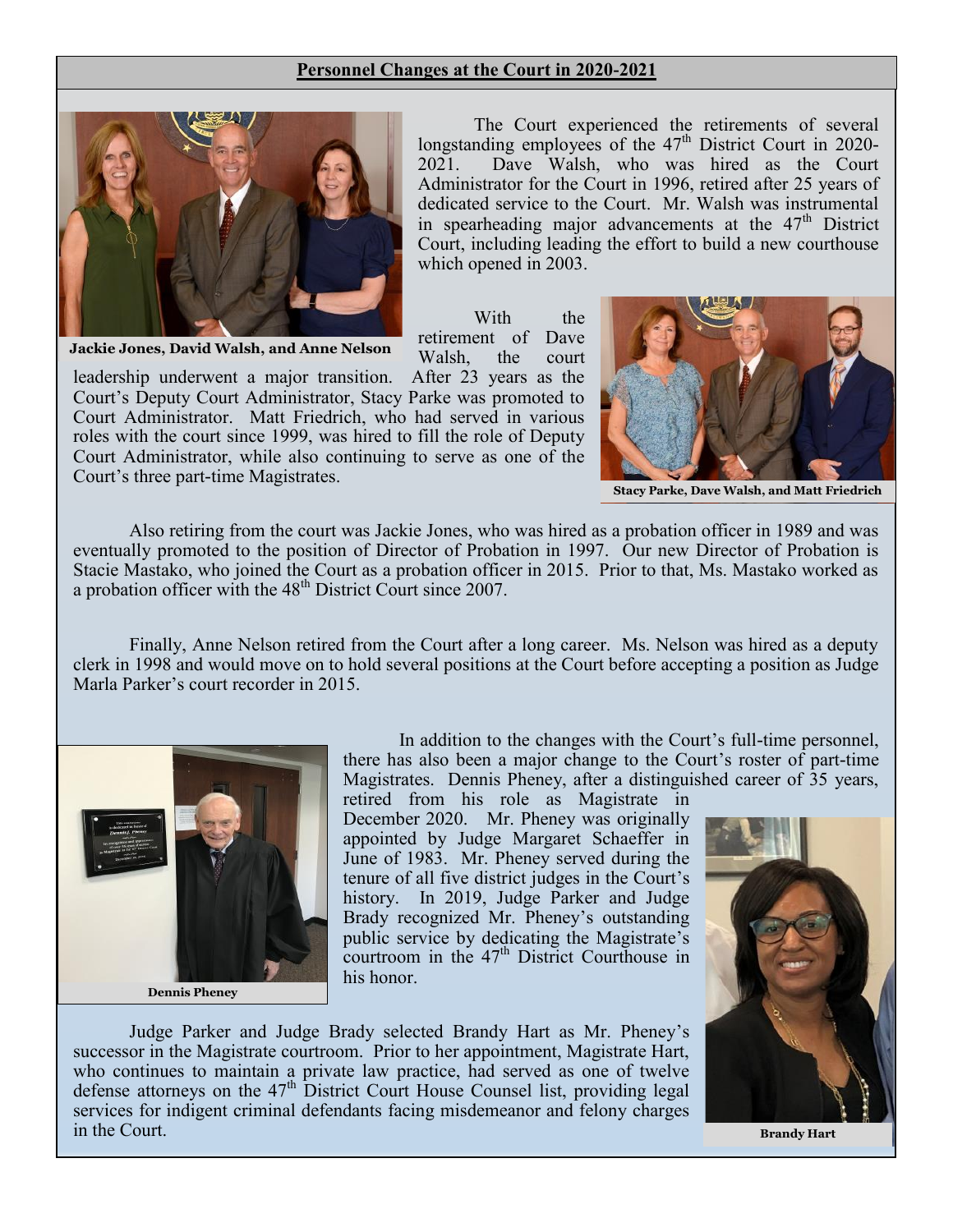## Personnel Changes at the Court in 2020-2021

**Jackie Jones, David Walsh, and Anne Nelson**

The Court experienced the retirements of several longstanding employees of the 47th District Court in 2020-2021. Dave Walsh, who was hired as the Court Administrator for the Court in 1996, retired after 25 years of dedicated service to the Court. Mr. Walsh was instrumental in spearheading major advancements at the 47th District Court, including leading the effort to build a new courthouse which opened in 2003.

With the retirement of Dave Walsh, the court leadership underwent a major transition. After 23 years as the Court's Deputy Court Administrator, Stacy Parke was promoted to Court Administrator. Matt Friedrich, who had served in various roles with the court since 1999, was hired to fill the role of Deputy Court Administrator, while also continuing to serve as one of the Court's three part-time Magistrates.

**Stacy Parke, Dave Walsh, and Matt Friedrich**

Also retiring from the court was Jackie Jones, who was hired as a probation officer in 1989 and was eventually promoted to the position of Director of Probation in 1997. Our new Director of Probation is Stacie Mastako, who joined the Court as a probation officer in 2015. Prior to that, Ms. Mastako worked as a probation officer with the 48th District Court since 2007.

Finally, Anne Nelson retired from the Court after a long career. Ms. Nelson was hired as a deputy clerk in 1998 and would move on to hold several positions at the Court before accepting a position as Judge Marla Parker's court recorder in 2015.

**Dennis Pheney**

In addition to the changes with the Court's full-time personnel, there has also been a major change to the Court's roster of part-time Magistrates. Dennis Pheney, after a distinguished career of 35 years, retired from his role as Magistrate in December 2020. Mr. Pheney was originally appointed by Judge Margaret Schaeffer in June of 1983. Mr. Pheney served during the tenure of all five district judges in the Court's history. In 2019, Judge Parker and Judge Brady recognized Mr. Pheney's outstanding public service by dedicating the Magistrate's courtroom in the 47th District Courthouse in his honor.

Judge Parker and Judge Brady selected Brandy Hart as Mr. Pheney's successor in the Magistrate courtroom. Prior to her appointment, Magistrate Hart, who continues to maintain a private law practice, had served as one of twelve defense attorneys on the 47th District Court House Counsel list, providing legal services for indigent criminal defendants facing misdemeanor and felony charges in the Court.

**Brandy Hart**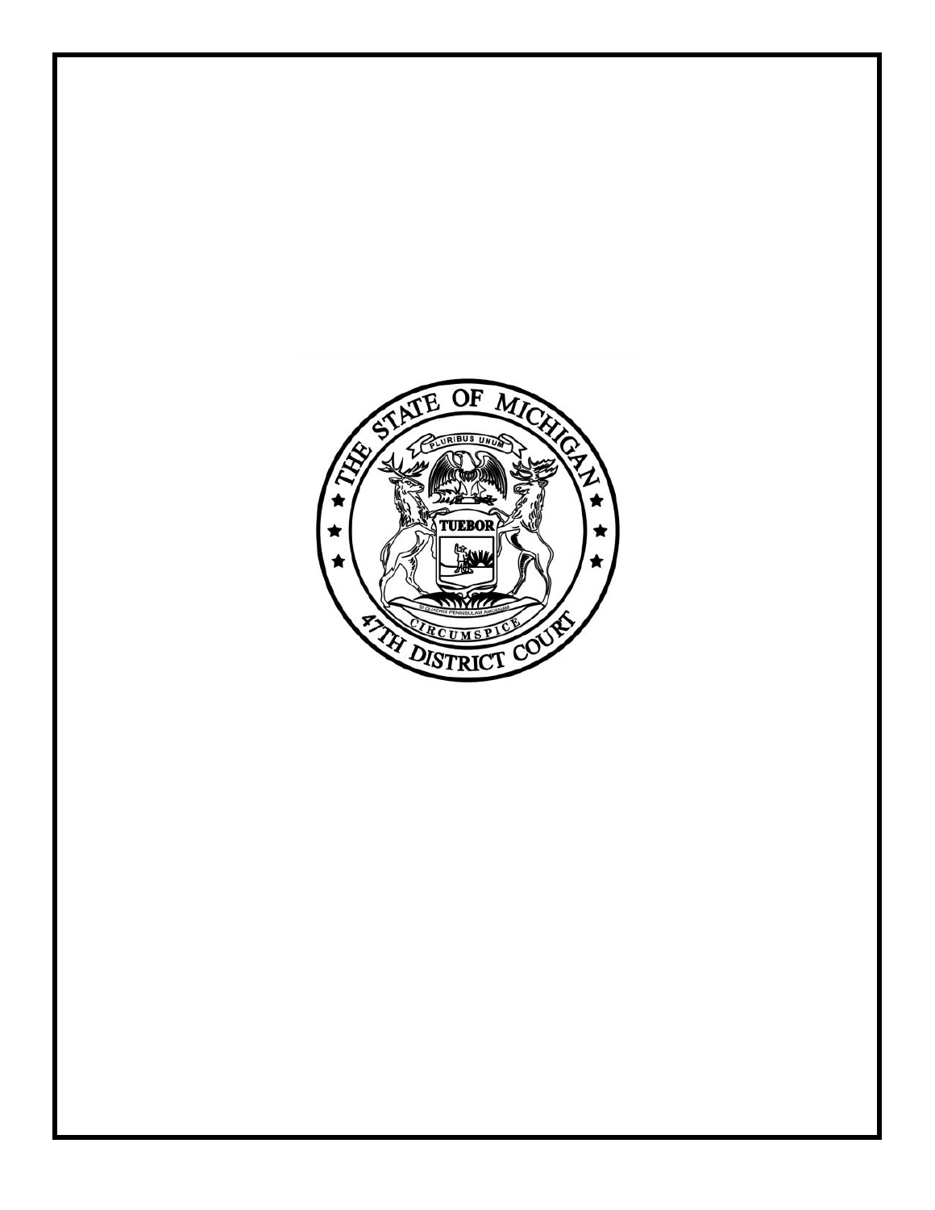THE STATE OF MICHIGAN

PLURIBUS UNUM

TUEBOR

SI QUAERIS PENINSULAM AMOENAM

CIRCUMSPICE

47TH DISTRICT COURT